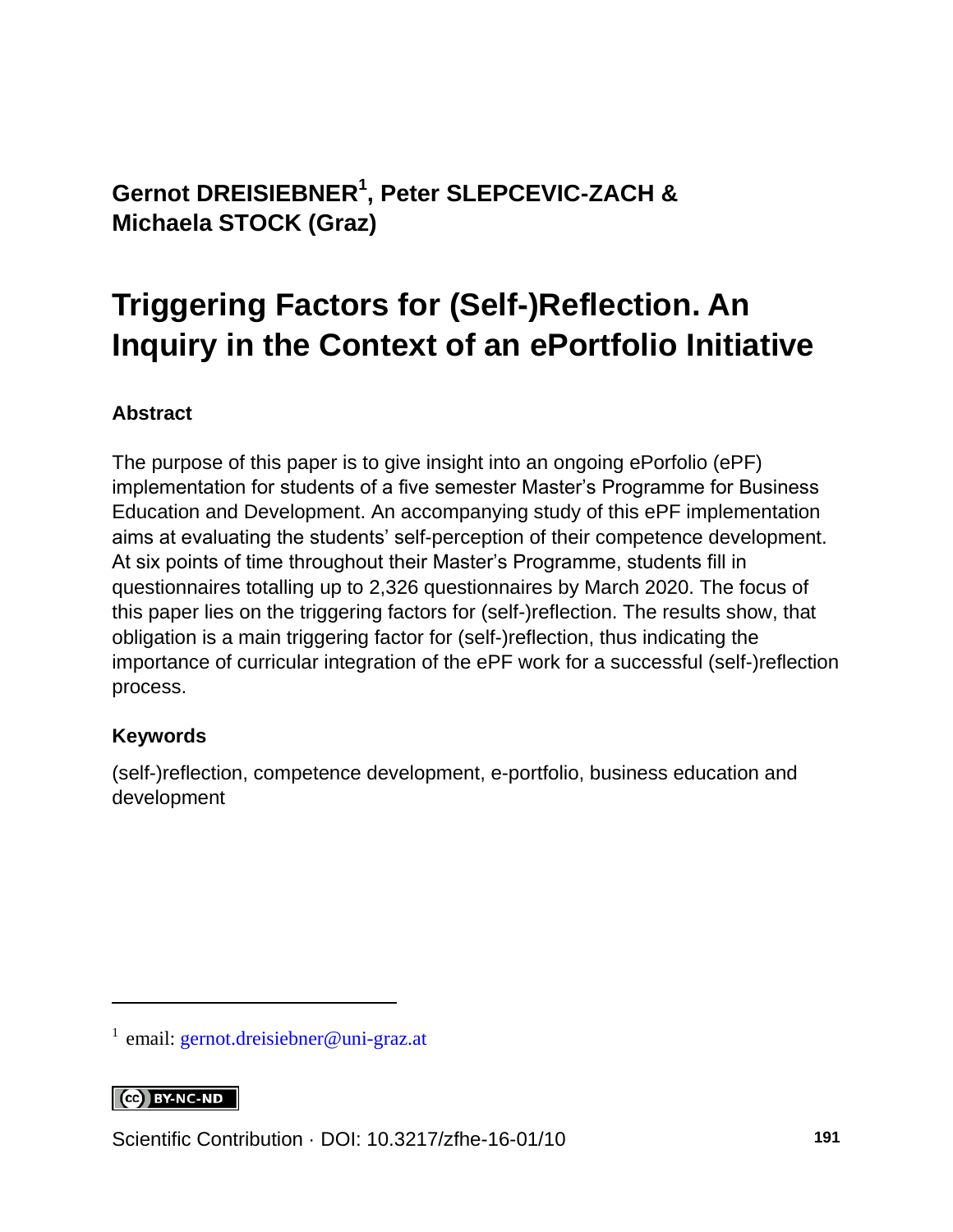**Gernot DREISIEBNER[1], Peter SLEPCEVIC-ZACH & Michaela STOCK (Graz)**

# Triggering Factors for (Self-)Reflection. An Inquiry in the Context of an ePortfolio Initiative

### Abstract

The purpose of this paper is to give insight into an ongoing ePorfolio (ePF) implementation for students of a five semester Master's Programme for Business Education and Development. An accompanying study of this ePF implementation aims at evaluating the students' self-perception of their competence development. At six points of time throughout their Master's Programme, students fill in questionnaires totalling up to 2,326 questionnaires by March 2020. The focus of this paper lies on the triggering factors for (self-)reflection. The results show, that obligation is a main triggering factor for (self-)reflection, thus indicating the importance of curricular integration of the ePF work for a successful (self-)reflection process.

### Keywords

(self-)reflection, competence development, e-portfolio, business education and development

---

[1] email: gernot.dreisiebner@uni-graz.at

CC BY-NC-ND

Scientific Contribution · DOI: 10.3217/zfhe-16-01/10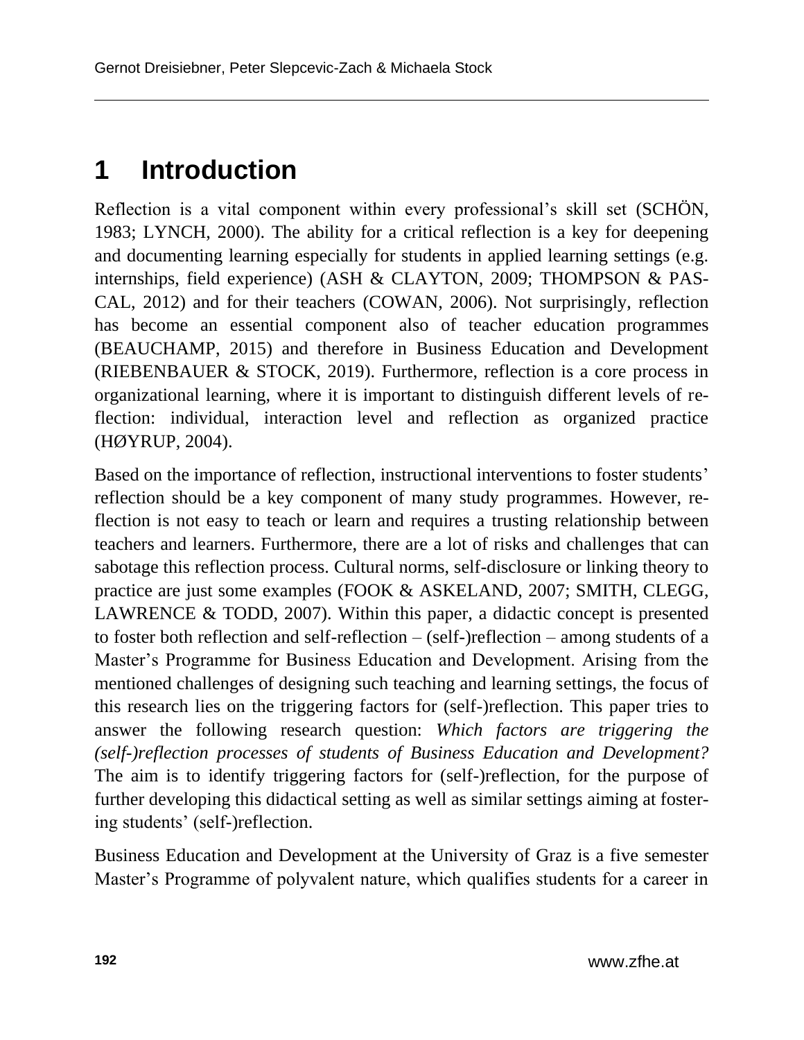# 1 Introduction

Reflection is a vital component within every professional's skill set (SCHÖN, 1983; LYNCH, 2000). The ability for a critical reflection is a key for deepening and documenting learning especially for students in applied learning settings (e.g. internships, field experience) (ASH & CLAYTON, 2009; THOMPSON & PASCAL, 2012) and for their teachers (COWAN, 2006). Not surprisingly, reflection has become an essential component also of teacher education programmes (BEAUCHAMP, 2015) and therefore in Business Education and Development (RIEBENBAUER & STOCK, 2019). Furthermore, reflection is a core process in organizational learning, where it is important to distinguish different levels of reflection: individual, interaction level and reflection as organized practice (HØYRUP, 2004).

Based on the importance of reflection, instructional interventions to foster students' reflection should be a key component of many study programmes. However, reflection is not easy to teach or learn and requires a trusting relationship between teachers and learners. Furthermore, there are a lot of risks and challenges that can sabotage this reflection process. Cultural norms, self-disclosure or linking theory to practice are just some examples (FOOK & ASKELAND, 2007; SMITH, CLEGG, LAWRENCE & TODD, 2007). Within this paper, a didactic concept is presented to foster both reflection and self-reflection – (self-)reflection – among students of a Master's Programme for Business Education and Development. Arising from the mentioned challenges of designing such teaching and learning settings, the focus of this research lies on the triggering factors for (self-)reflection. This paper tries to answer the following research question: *Which factors are triggering the (self-)reflection processes of students of Business Education and Development?* The aim is to identify triggering factors for (self-)reflection, for the purpose of further developing this didactical setting as well as similar settings aiming at fostering students' (self-)reflection.

Business Education and Development at the University of Graz is a five semester Master's Programme of polyvalent nature, which qualifies students for a career in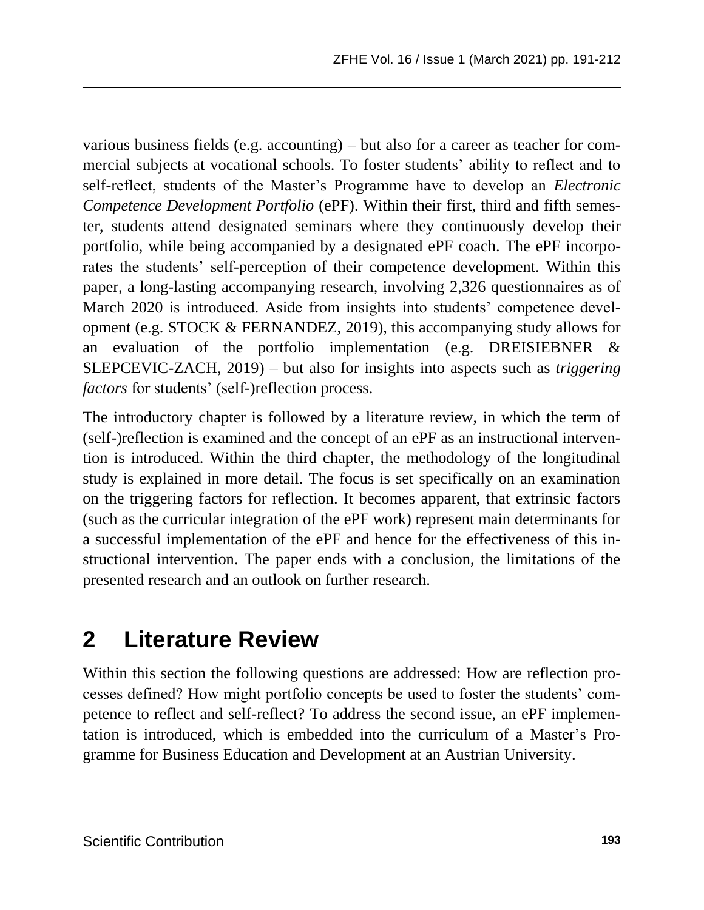various business fields (e.g. accounting) – but also for a career as teacher for commercial subjects at vocational schools. To foster students' ability to reflect and to self-reflect, students of the Master's Programme have to develop an *Electronic Competence Development Portfolio* (ePF). Within their first, third and fifth semester, students attend designated seminars where they continuously develop their portfolio, while being accompanied by a designated ePF coach. The ePF incorporates the students' self-perception of their competence development. Within this paper, a long-lasting accompanying research, involving 2,326 questionnaires as of March 2020 is introduced. Aside from insights into students' competence development (e.g. STOCK & FERNANDEZ, 2019), this accompanying study allows for an evaluation of the portfolio implementation (e.g. DREISIEBNER & SLEPCEVIC-ZACH, 2019) – but also for insights into aspects such as *triggering factors* for students' (self-)reflection process.

The introductory chapter is followed by a literature review, in which the term of (self-)reflection is examined and the concept of an ePF as an instructional intervention is introduced. Within the third chapter, the methodology of the longitudinal study is explained in more detail. The focus is set specifically on an examination on the triggering factors for reflection. It becomes apparent, that extrinsic factors (such as the curricular integration of the ePF work) represent main determinants for a successful implementation of the ePF and hence for the effectiveness of this instructional intervention. The paper ends with a conclusion, the limitations of the presented research and an outlook on further research.

## 2 Literature Review

Within this section the following questions are addressed: How are reflection processes defined? How might portfolio concepts be used to foster the students' competence to reflect and self-reflect? To address the second issue, an ePF implementation is introduced, which is embedded into the curriculum of a Master's Programme for Business Education and Development at an Austrian University.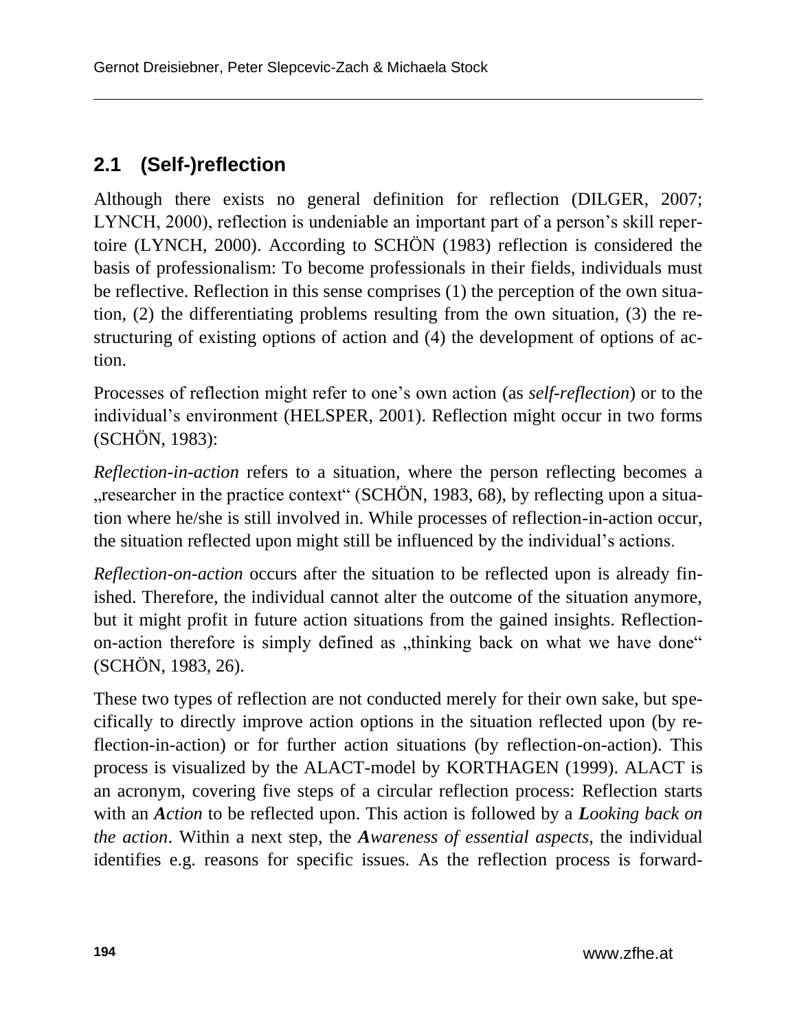## 2.1 (Self-)reflection

Although there exists no general definition for reflection (DILGER, 2007; LYNCH, 2000), reflection is undeniable an important part of a person's skill repertoire (LYNCH, 2000). According to SCHÖN (1983) reflection is considered the basis of professionalism: To become professionals in their fields, individuals must be reflective. Reflection in this sense comprises (1) the perception of the own situation, (2) the differentiating problems resulting from the own situation, (3) the restructuring of existing options of action and (4) the development of options of action.

Processes of reflection might refer to one's own action (as *self-reflection*) or to the individual's environment (HELSPER, 2001). Reflection might occur in two forms (SCHÖN, 1983):

*Reflection-in-action* refers to a situation, where the person reflecting becomes a „researcher in the practice context" (SCHÖN, 1983, 68), by reflecting upon a situation where he/she is still involved in. While processes of reflection-in-action occur, the situation reflected upon might still be influenced by the individual's actions.

*Reflection-on-action* occurs after the situation to be reflected upon is already finished. Therefore, the individual cannot alter the outcome of the situation anymore, but it might profit in future action situations from the gained insights. Reflection-on-action therefore is simply defined as „thinking back on what we have done" (SCHÖN, 1983, 26).

These two types of reflection are not conducted merely for their own sake, but specifically to directly improve action options in the situation reflected upon (by reflection-in-action) or for further action situations (by reflection-on-action). This process is visualized by the ALACT-model by KORTHAGEN (1999). ALACT is an acronym, covering five steps of a circular reflection process: Reflection starts with an ***A****ction* to be reflected upon. This action is followed by a ***L****ooking back on the action*. Within a next step, the ***A****wareness of essential aspects*, the individual identifies e.g. reasons for specific issues. As the reflection process is forward-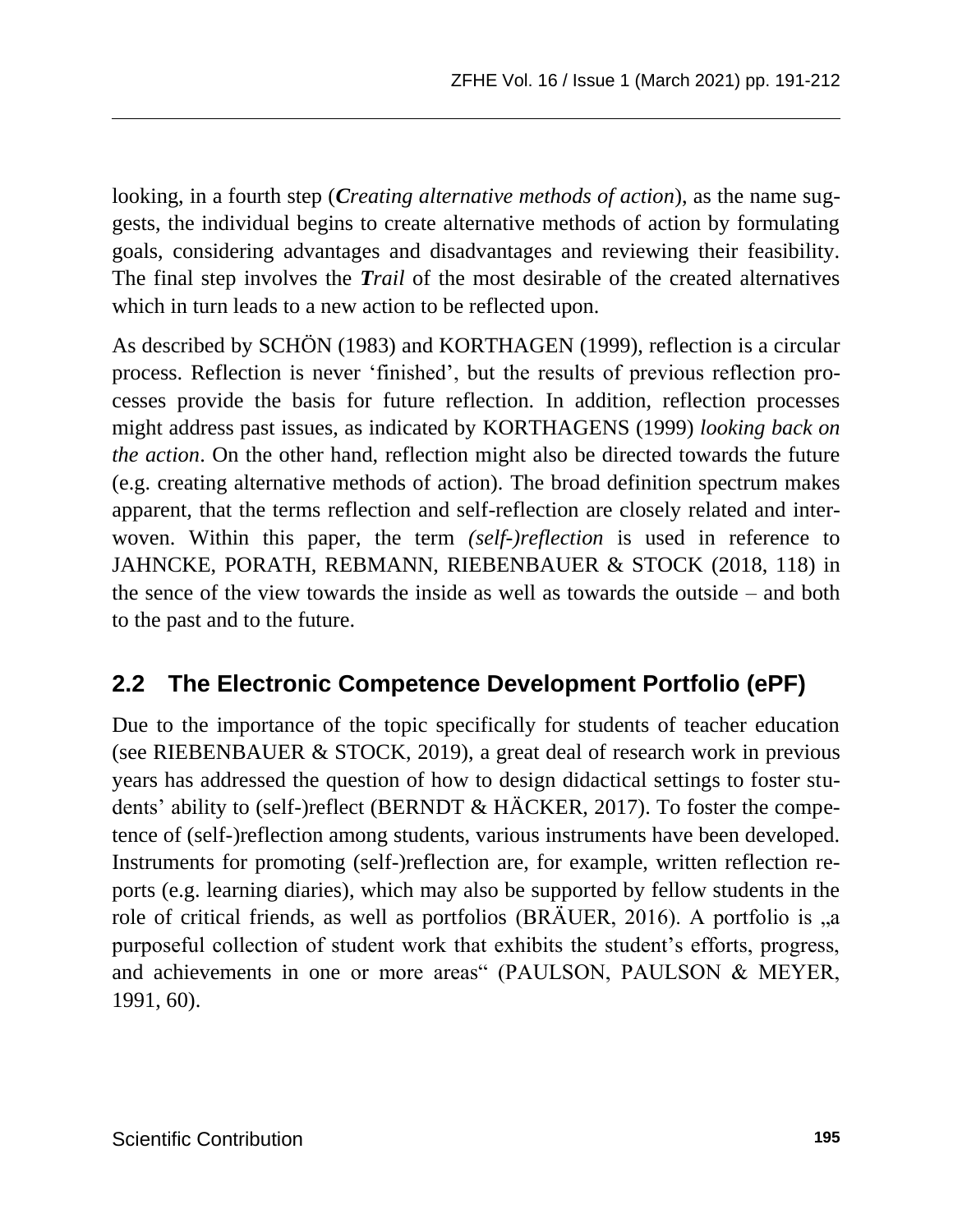looking, in a fourth step (***C**reating alternative methods of action*), as the name suggests, the individual begins to create alternative methods of action by formulating goals, considering advantages and disadvantages and reviewing their feasibility. The final step involves the ***T**rail* of the most desirable of the created alternatives which in turn leads to a new action to be reflected upon.

As described by SCHÖN (1983) and KORTHAGEN (1999), reflection is a circular process. Reflection is never 'finished', but the results of previous reflection processes provide the basis for future reflection. In addition, reflection processes might address past issues, as indicated by KORTHAGENS (1999) *looking back on the action*. On the other hand, reflection might also be directed towards the future (e.g. creating alternative methods of action). The broad definition spectrum makes apparent, that the terms reflection and self-reflection are closely related and interwoven. Within this paper, the term *(self-)reflection* is used in reference to JAHNCKE, PORATH, REBMANN, RIEBENBAUER & STOCK (2018, 118) in the sence of the view towards the inside as well as towards the outside – and both to the past and to the future.

## 2.2 The Electronic Competence Development Portfolio (ePF)

Due to the importance of the topic specifically for students of teacher education (see RIEBENBAUER & STOCK, 2019), a great deal of research work in previous years has addressed the question of how to design didactical settings to foster students' ability to (self-)reflect (BERNDT & HÄCKER, 2017). To foster the competence of (self-)reflection among students, various instruments have been developed. Instruments for promoting (self-)reflection are, for example, written reflection reports (e.g. learning diaries), which may also be supported by fellow students in the role of critical friends, as well as portfolios (BRÄUER, 2016). A portfolio is „a purposeful collection of student work that exhibits the student's efforts, progress, and achievements in one or more areas" (PAULSON, PAULSON & MEYER, 1991, 60).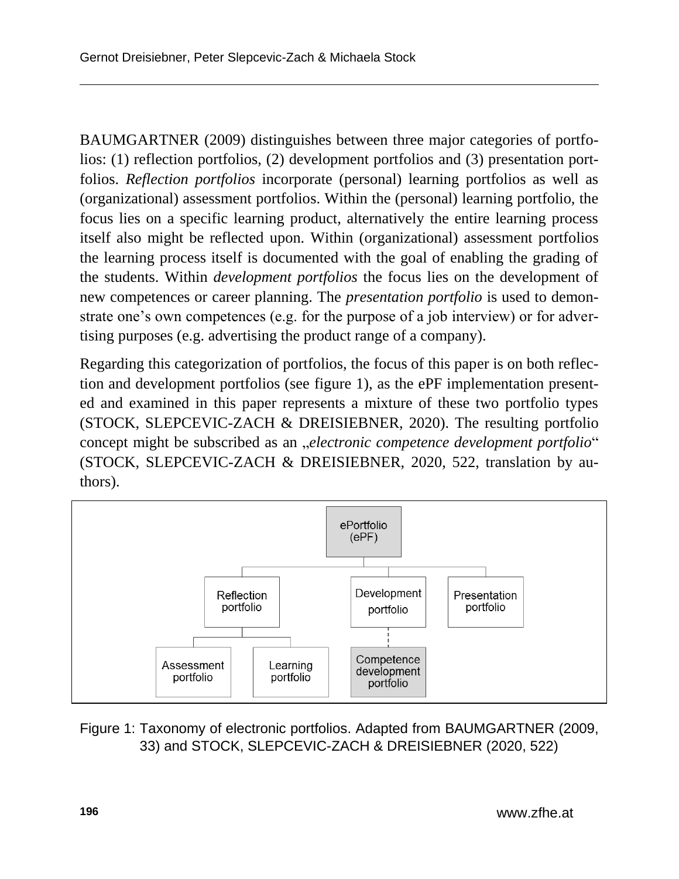BAUMGARTNER (2009) distinguishes between three major categories of portfolios: (1) reflection portfolios, (2) development portfolios and (3) presentation portfolios. *Reflection portfolios* incorporate (personal) learning portfolios as well as (organizational) assessment portfolios. Within the (personal) learning portfolio, the focus lies on a specific learning product, alternatively the entire learning process itself also might be reflected upon. Within (organizational) assessment portfolios the learning process itself is documented with the goal of enabling the grading of the students. Within *development portfolios* the focus lies on the development of new competences or career planning. The *presentation portfolio* is used to demonstrate one's own competences (e.g. for the purpose of a job interview) or for advertising purposes (e.g. advertising the product range of a company).

Regarding this categorization of portfolios, the focus of this paper is on both reflection and development portfolios (see figure 1), as the ePF implementation presented and examined in this paper represents a mixture of these two portfolio types (STOCK, SLEPCEVIC-ZACH & DREISIEBNER, 2020). The resulting portfolio concept might be subscribed as an „*electronic competence development portfolio*" (STOCK, SLEPCEVIC-ZACH & DREISIEBNER, 2020, 522, translation by authors).

ePortfolio (ePF)
- Reflection portfolio
  - Assessment portfolio
  - Learning portfolio
- Development portfolio
  - Competence development portfolio
- Presentation portfolio

Figure 1: Taxonomy of electronic portfolios. Adapted from BAUMGARTNER (2009, 33) and STOCK, SLEPCEVIC-ZACH & DREISIEBNER (2020, 522)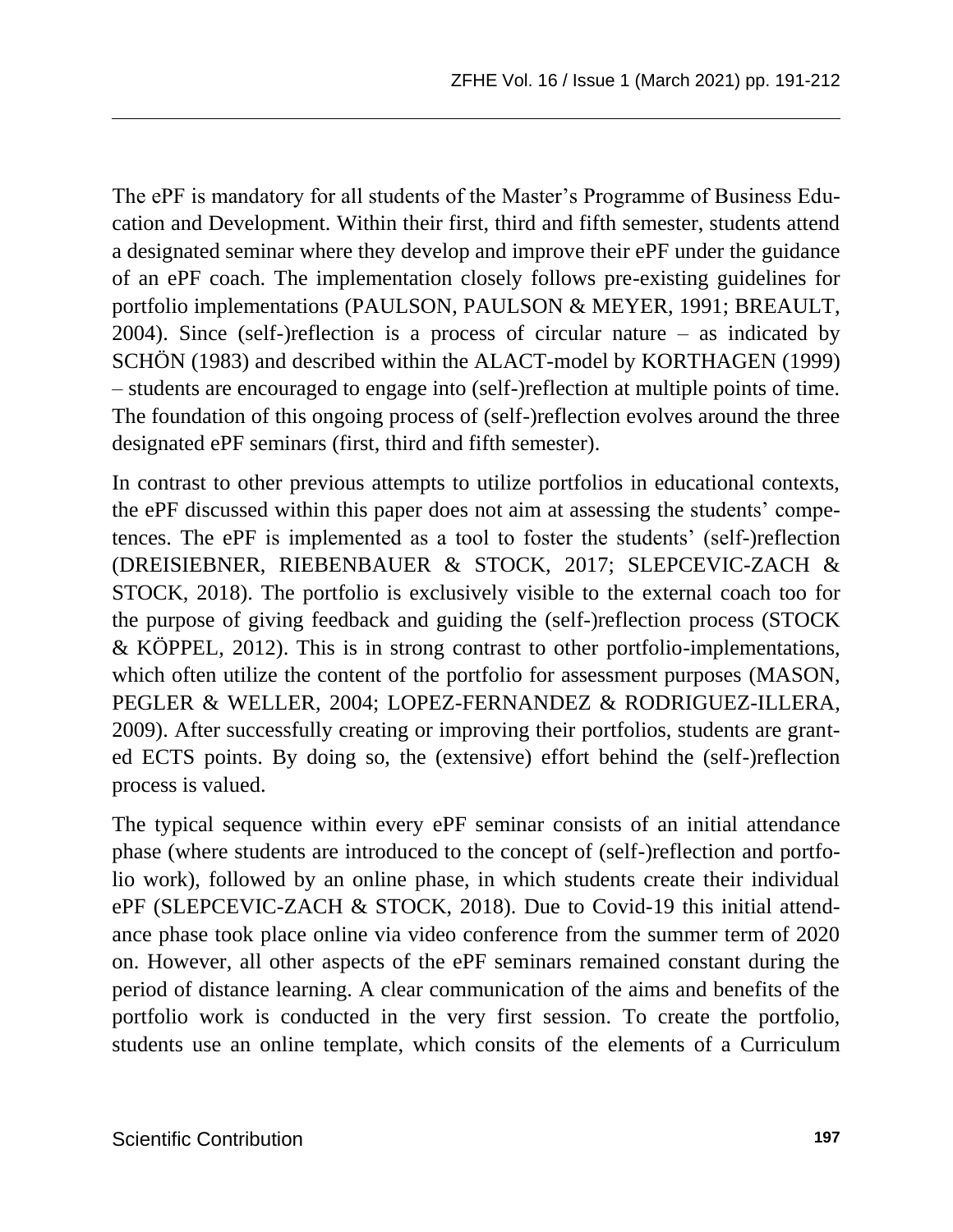The ePF is mandatory for all students of the Master's Programme of Business Education and Development. Within their first, third and fifth semester, students attend a designated seminar where they develop and improve their ePF under the guidance of an ePF coach. The implementation closely follows pre-existing guidelines for portfolio implementations (PAULSON, PAULSON & MEYER, 1991; BREAULT, 2004). Since (self-)reflection is a process of circular nature – as indicated by SCHÖN (1983) and described within the ALACT-model by KORTHAGEN (1999) – students are encouraged to engage into (self-)reflection at multiple points of time. The foundation of this ongoing process of (self-)reflection evolves around the three designated ePF seminars (first, third and fifth semester).

In contrast to other previous attempts to utilize portfolios in educational contexts, the ePF discussed within this paper does not aim at assessing the students' competences. The ePF is implemented as a tool to foster the students' (self-)reflection (DREISIEBNER, RIEBENBAUER & STOCK, 2017; SLEPCEVIC-ZACH & STOCK, 2018). The portfolio is exclusively visible to the external coach too for the purpose of giving feedback and guiding the (self-)reflection process (STOCK & KÖPPEL, 2012). This is in strong contrast to other portfolio-implementations, which often utilize the content of the portfolio for assessment purposes (MASON, PEGLER & WELLER, 2004; LOPEZ-FERNANDEZ & RODRIGUEZ-ILLERA, 2009). After successfully creating or improving their portfolios, students are granted ECTS points. By doing so, the (extensive) effort behind the (self-)reflection process is valued.

The typical sequence within every ePF seminar consists of an initial attendance phase (where students are introduced to the concept of (self-)reflection and portfolio work), followed by an online phase, in which students create their individual ePF (SLEPCEVIC-ZACH & STOCK, 2018). Due to Covid-19 this initial attendance phase took place online via video conference from the summer term of 2020 on. However, all other aspects of the ePF seminars remained constant during the period of distance learning. A clear communication of the aims and benefits of the portfolio work is conducted in the very first session. To create the portfolio, students use an online template, which consits of the elements of a Curriculum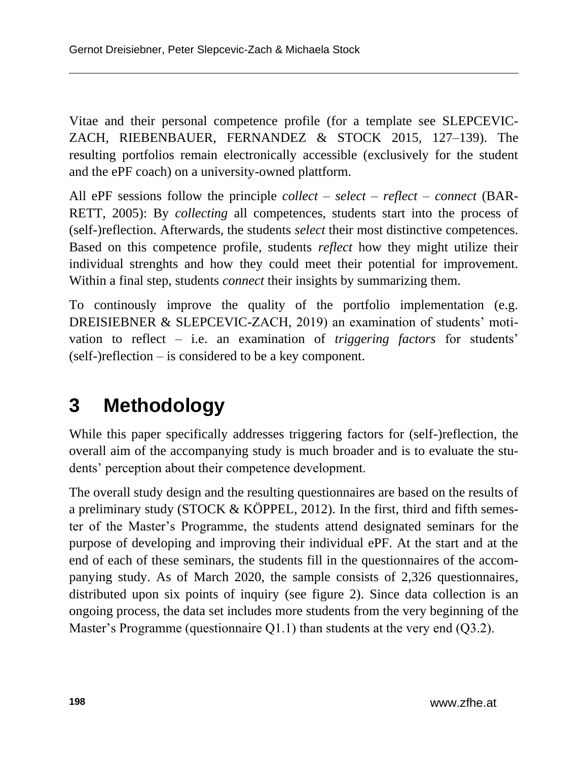Vitae and their personal competence profile (for a template see SLEPCEVIC-ZACH, RIEBENBAUER, FERNANDEZ & STOCK 2015, 127–139). The resulting portfolios remain electronically accessible (exclusively for the student and the ePF coach) on a university-owned plattform.

All ePF sessions follow the principle *collect* – *select* – *reflect* – *connect* (BARRETT, 2005): By *collecting* all competences, students start into the process of (self-)reflection. Afterwards, the students *select* their most distinctive competences. Based on this competence profile, students *reflect* how they might utilize their individual strenghts and how they could meet their potential for improvement. Within a final step, students *connect* their insights by summarizing them.

To continously improve the quality of the portfolio implementation (e.g. DREISIEBNER & SLEPCEVIC-ZACH, 2019) an examination of students' motivation to reflect – i.e. an examination of *triggering factors* for students' (self-)reflection – is considered to be a key component.

# 3 Methodology

While this paper specifically addresses triggering factors for (self-)reflection, the overall aim of the accompanying study is much broader and is to evaluate the students' perception about their competence development.

The overall study design and the resulting questionnaires are based on the results of a preliminary study (STOCK & KÖPPEL, 2012). In the first, third and fifth semester of the Master's Programme, the students attend designated seminars for the purpose of developing and improving their individual ePF. At the start and at the end of each of these seminars, the students fill in the questionnaires of the accompanying study. As of March 2020, the sample consists of 2,326 questionnaires, distributed upon six points of inquiry (see figure 2). Since data collection is an ongoing process, the data set includes more students from the very beginning of the Master's Programme (questionnaire Q1.1) than students at the very end (Q3.2).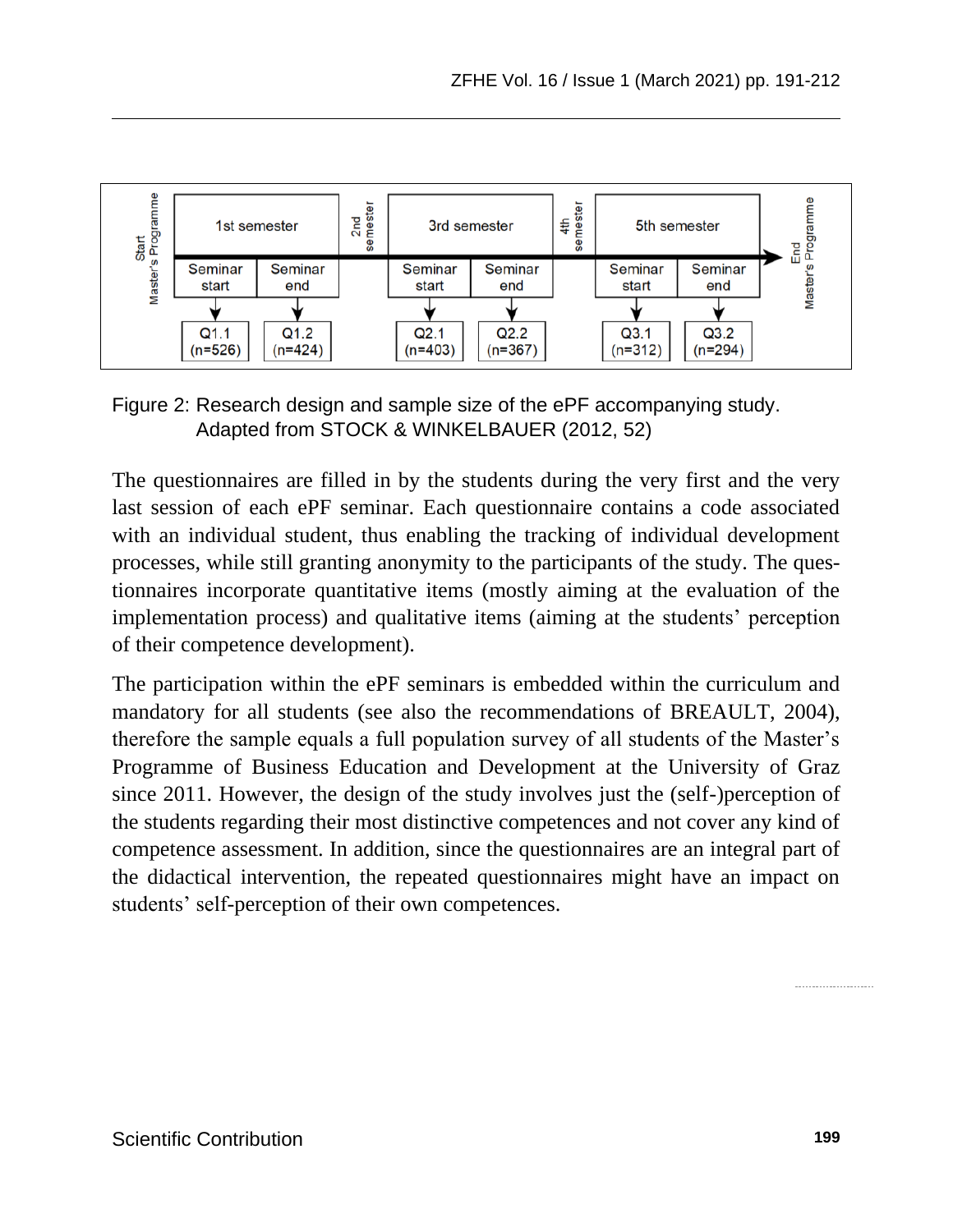| Start Master's Programme | 1st semester | | 2nd semester | 3rd semester | | 4th semester | 5th semester | | End Master's Programme |
|---|---|---|---|---|---|---|---|---|---|
| | Seminar start | Seminar end | | Seminar start | Seminar end | | Seminar start | Seminar end | |
| | Q1.1 (n=526) | Q1.2 (n=424) | | Q2.1 (n=403) | Q2.2 (n=367) | | Q3.1 (n=312) | Q3.2 (n=294) | |

Figure 2: Research design and sample size of the ePF accompanying study. Adapted from STOCK & WINKELBAUER (2012, 52)

The questionnaires are filled in by the students during the very first and the very last session of each ePF seminar. Each questionnaire contains a code associated with an individual student, thus enabling the tracking of individual development processes, while still granting anonymity to the participants of the study. The questionnaires incorporate quantitative items (mostly aiming at the evaluation of the implementation process) and qualitative items (aiming at the students' perception of their competence development).

The participation within the ePF seminars is embedded within the curriculum and mandatory for all students (see also the recommendations of BREAULT, 2004), therefore the sample equals a full population survey of all students of the Master's Programme of Business Education and Development at the University of Graz since 2011. However, the design of the study involves just the (self-)perception of the students regarding their most distinctive competences and not cover any kind of competence assessment. In addition, since the questionnaires are an integral part of the didactical intervention, the repeated questionnaires might have an impact on students' self-perception of their own competences.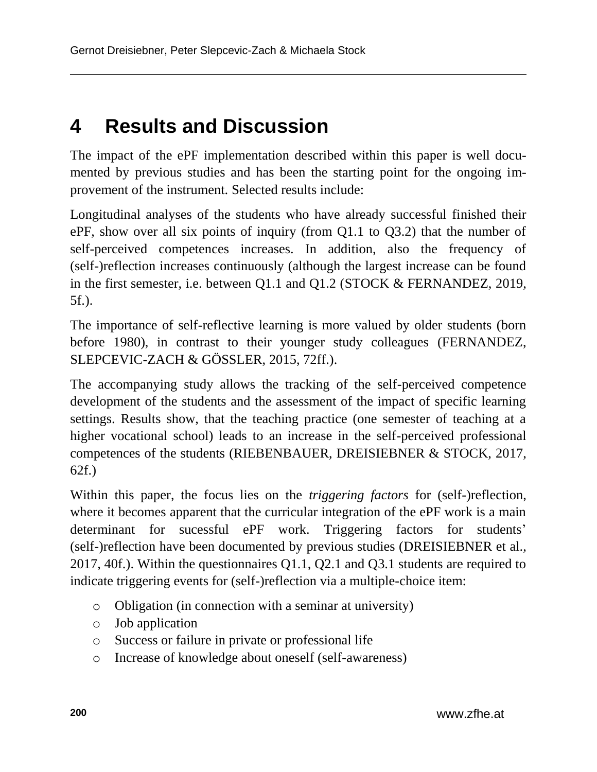# 4 Results and Discussion

The impact of the ePF implementation described within this paper is well documented by previous studies and has been the starting point for the ongoing improvement of the instrument. Selected results include:

Longitudinal analyses of the students who have already successful finished their ePF, show over all six points of inquiry (from Q1.1 to Q3.2) that the number of self-perceived competences increases. In addition, also the frequency of (self-)reflection increases continuously (although the largest increase can be found in the first semester, i.e. between Q1.1 and Q1.2 (STOCK & FERNANDEZ, 2019, 5f.).

The importance of self-reflective learning is more valued by older students (born before 1980), in contrast to their younger study colleagues (FERNANDEZ, SLEPCEVIC-ZACH & GÖSSLER, 2015, 72ff.).

The accompanying study allows the tracking of the self-perceived competence development of the students and the assessment of the impact of specific learning settings. Results show, that the teaching practice (one semester of teaching at a higher vocational school) leads to an increase in the self-perceived professional competences of the students (RIEBENBAUER, DREISIEBNER & STOCK, 2017, 62f.)

Within this paper, the focus lies on the *triggering factors* for (self-)reflection, where it becomes apparent that the curricular integration of the ePF work is a main determinant for sucessful ePF work. Triggering factors for students' (self-)reflection have been documented by previous studies (DREISIEBNER et al., 2017, 40f.). Within the questionnaires Q1.1, Q2.1 and Q3.1 students are required to indicate triggering events for (self-)reflection via a multiple-choice item:

- Obligation (in connection with a seminar at university)
- Job application
- Success or failure in private or professional life
- Increase of knowledge about oneself (self-awareness)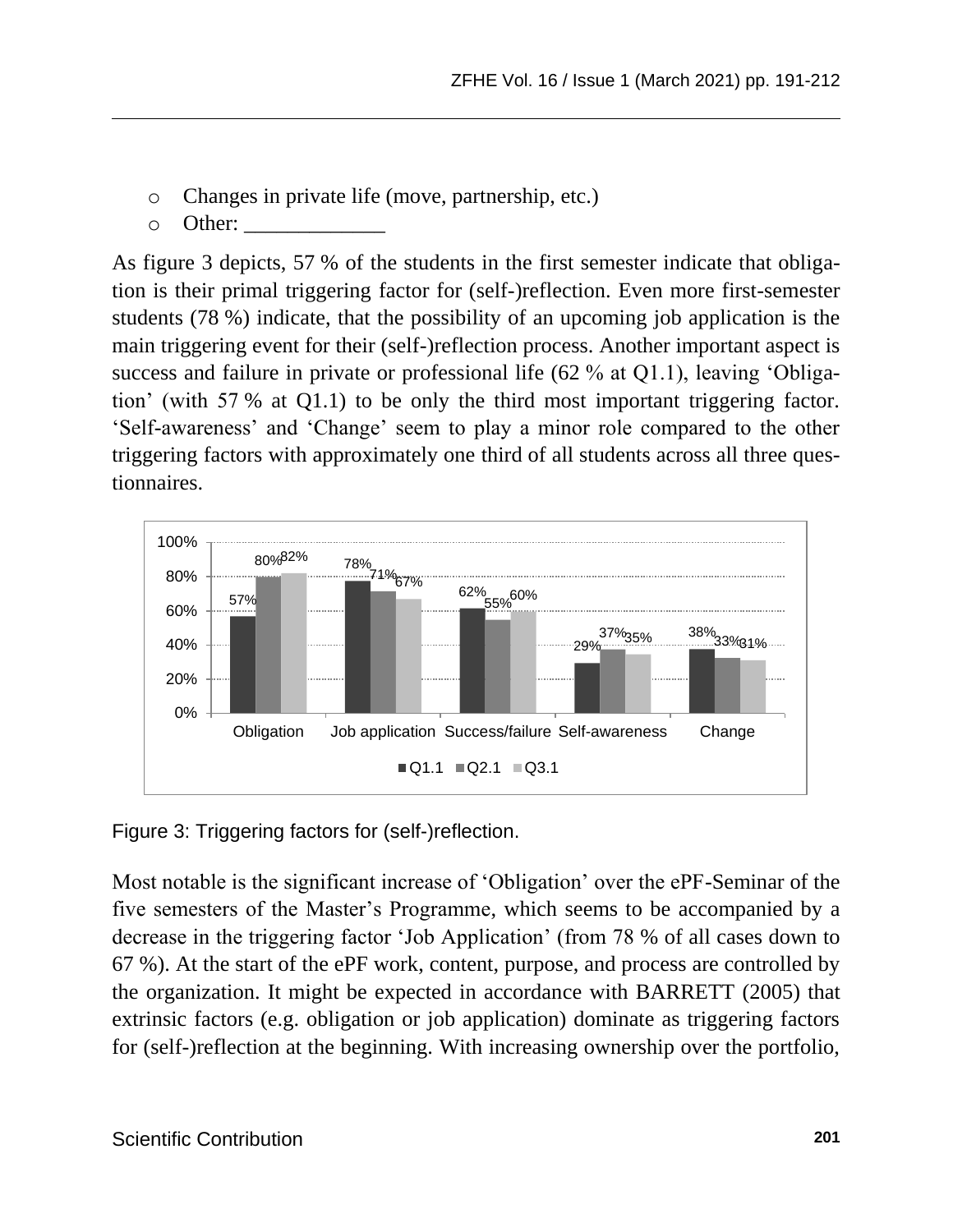- Changes in private life (move, partnership, etc.)
- Other: _____________

As figure 3 depicts, 57 % of the students in the first semester indicate that obligation is their primal triggering factor for (self-)reflection. Even more first-semester students (78 %) indicate, that the possibility of an upcoming job application is the main triggering event for their (self-)reflection process. Another important aspect is success and failure in private or professional life (62 % at Q1.1), leaving 'Obligation' (with 57 % at Q1.1) to be only the third most important triggering factor. 'Self-awareness' and 'Change' seem to play a minor role compared to the other triggering factors with approximately one third of all students across all three questionnaires.

| | Q1.1 | Q2.1 | Q3.1 |
|---|---|---|---|
| Obligation | 57% | 80% | 82% |
| Job application | 78% | 71% | 67% |
| Success/failure | 62% | 55% | 60% |
| Self-awareness | 29% | 37% | 35% |
| Change | 38% | 33% | 31% |

Figure 3: Triggering factors for (self-)reflection.

Most notable is the significant increase of 'Obligation' over the ePF-Seminar of the five semesters of the Master's Programme, which seems to be accompanied by a decrease in the triggering factor 'Job Application' (from 78 % of all cases down to 67 %). At the start of the ePF work, content, purpose, and process are controlled by the organization. It might be expected in accordance with BARRETT (2005) that extrinsic factors (e.g. obligation or job application) dominate as triggering factors for (self-)reflection at the beginning. With increasing ownership over the portfolio,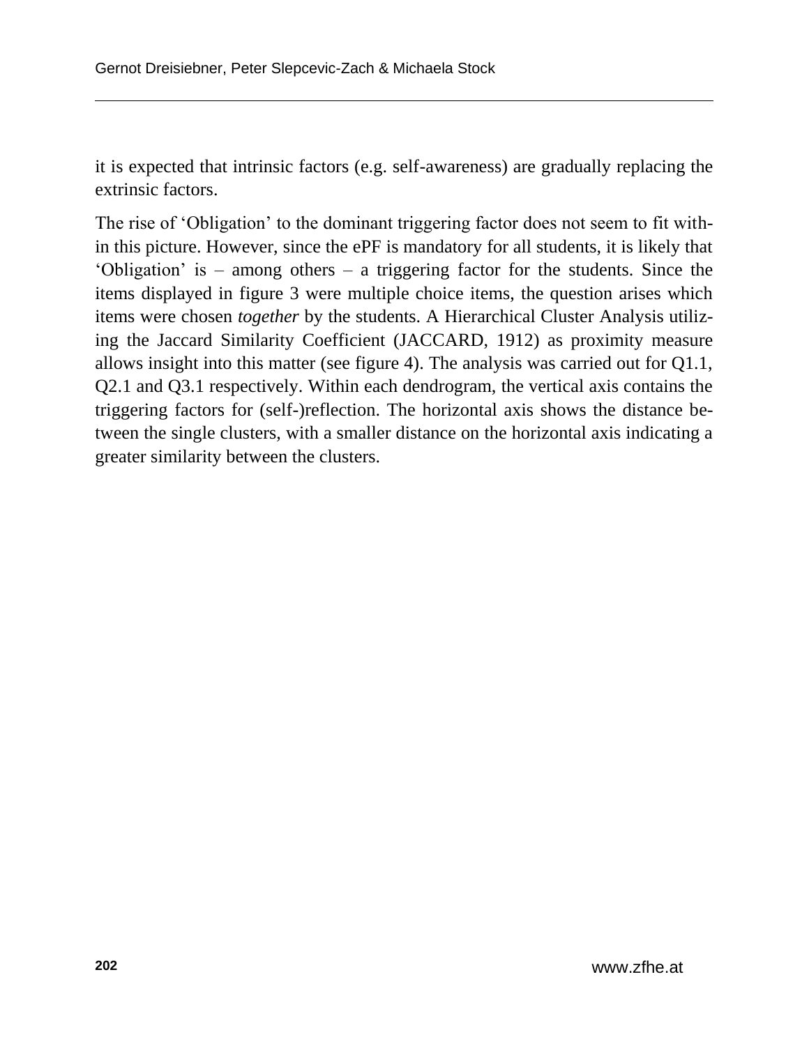it is expected that intrinsic factors (e.g. self-awareness) are gradually replacing the extrinsic factors.

The rise of 'Obligation' to the dominant triggering factor does not seem to fit within this picture. However, since the ePF is mandatory for all students, it is likely that 'Obligation' is – among others – a triggering factor for the students. Since the items displayed in figure 3 were multiple choice items, the question arises which items were chosen *together* by the students. A Hierarchical Cluster Analysis utilizing the Jaccard Similarity Coefficient (JACCARD, 1912) as proximity measure allows insight into this matter (see figure 4). The analysis was carried out for Q1.1, Q2.1 and Q3.1 respectively. Within each dendrogram, the vertical axis contains the triggering factors for (self-)reflection. The horizontal axis shows the distance between the single clusters, with a smaller distance on the horizontal axis indicating a greater similarity between the clusters.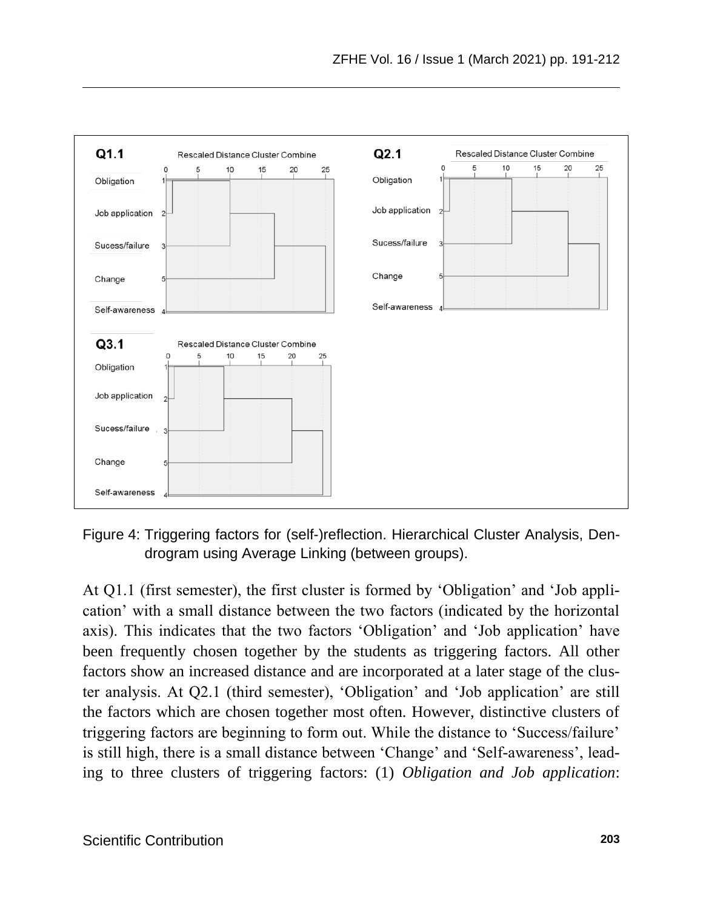Figure 4: Triggering factors for (self-)reflection. Hierarchical Cluster Analysis, Dendrogram using Average Linking (between groups).

At Q1.1 (first semester), the first cluster is formed by 'Obligation' and 'Job application' with a small distance between the two factors (indicated by the horizontal axis). This indicates that the two factors 'Obligation' and 'Job application' have been frequently chosen together by the students as triggering factors. All other factors show an increased distance and are incorporated at a later stage of the cluster analysis. At Q2.1 (third semester), 'Obligation' and 'Job application' are still the factors which are chosen together most often. However, distinctive clusters of triggering factors are beginning to form out. While the distance to 'Success/failure' is still high, there is a small distance between 'Change' and 'Self-awareness', leading to three clusters of triggering factors: (1) *Obligation and Job application*: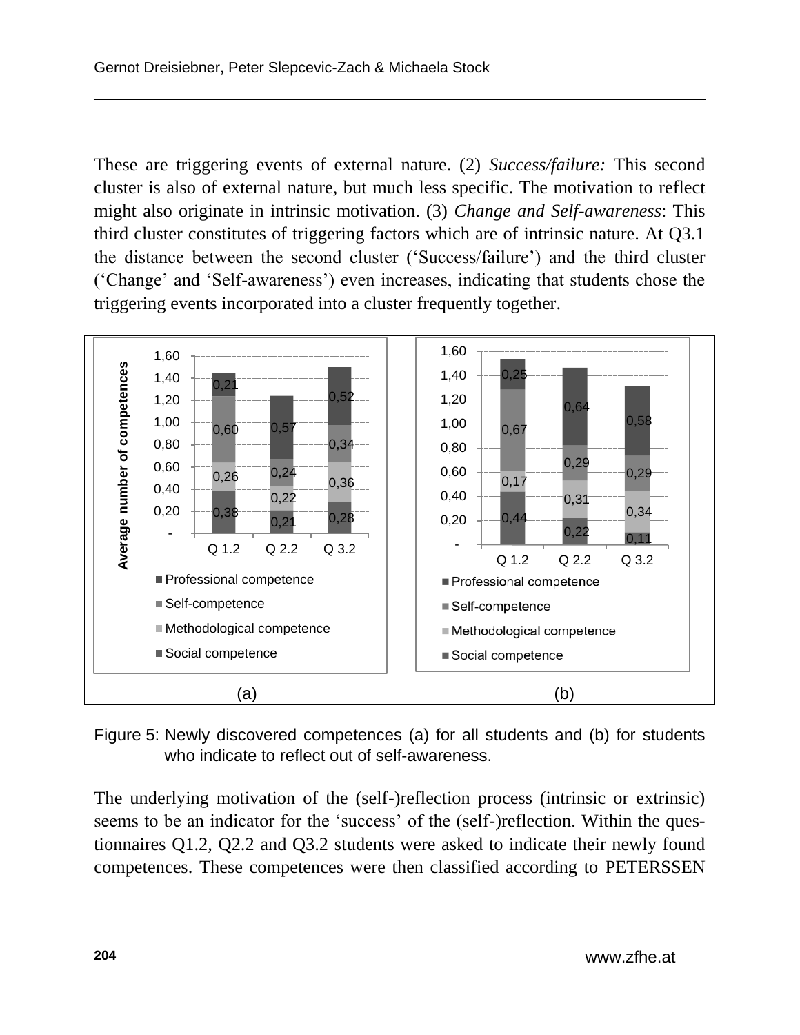These are triggering events of external nature. (2) *Success/failure:* This second cluster is also of external nature, but much less specific. The motivation to reflect might also originate in intrinsic motivation. (3) *Change and Self-awareness*: This third cluster constitutes of triggering factors which are of intrinsic nature. At Q3.1 the distance between the second cluster ('Success/failure') and the third cluster ('Change' and 'Self-awareness') even increases, indicating that students chose the triggering events incorporated into a cluster frequently together.

Figure 5: Newly discovered competences (a) for all students and (b) for students who indicate to reflect out of self-awareness.

The underlying motivation of the (self-)reflection process (intrinsic or extrinsic) seems to be an indicator for the 'success' of the (self-)reflection. Within the questionnaires Q1.2, Q2.2 and Q3.2 students were asked to indicate their newly found competences. These competences were then classified according to PETERSSEN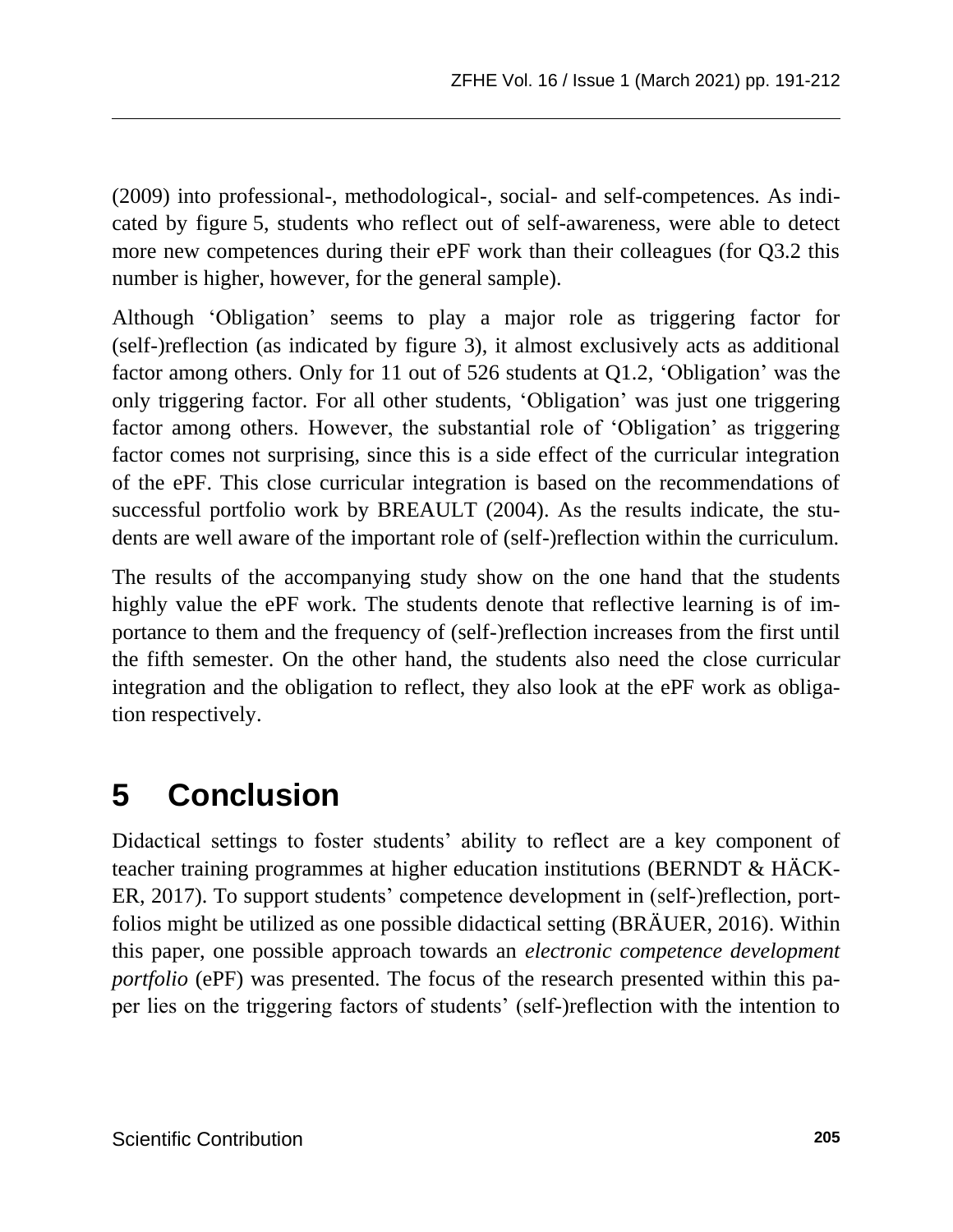(2009) into professional-, methodological-, social- and self-competences. As indicated by figure 5, students who reflect out of self-awareness, were able to detect more new competences during their ePF work than their colleagues (for Q3.2 this number is higher, however, for the general sample).

Although 'Obligation' seems to play a major role as triggering factor for (self-)reflection (as indicated by figure 3), it almost exclusively acts as additional factor among others. Only for 11 out of 526 students at Q1.2, 'Obligation' was the only triggering factor. For all other students, 'Obligation' was just one triggering factor among others. However, the substantial role of 'Obligation' as triggering factor comes not surprising, since this is a side effect of the curricular integration of the ePF. This close curricular integration is based on the recommendations of successful portfolio work by BREAULT (2004). As the results indicate, the students are well aware of the important role of (self-)reflection within the curriculum.

The results of the accompanying study show on the one hand that the students highly value the ePF work. The students denote that reflective learning is of importance to them and the frequency of (self-)reflection increases from the first until the fifth semester. On the other hand, the students also need the close curricular integration and the obligation to reflect, they also look at the ePF work as obligation respectively.

# 5 Conclusion

Didactical settings to foster students' ability to reflect are a key component of teacher training programmes at higher education institutions (BERNDT & HÄCKER, 2017). To support students' competence development in (self-)reflection, portfolios might be utilized as one possible didactical setting (BRÄUER, 2016). Within this paper, one possible approach towards an *electronic competence development portfolio* (ePF) was presented. The focus of the research presented within this paper lies on the triggering factors of students' (self-)reflection with the intention to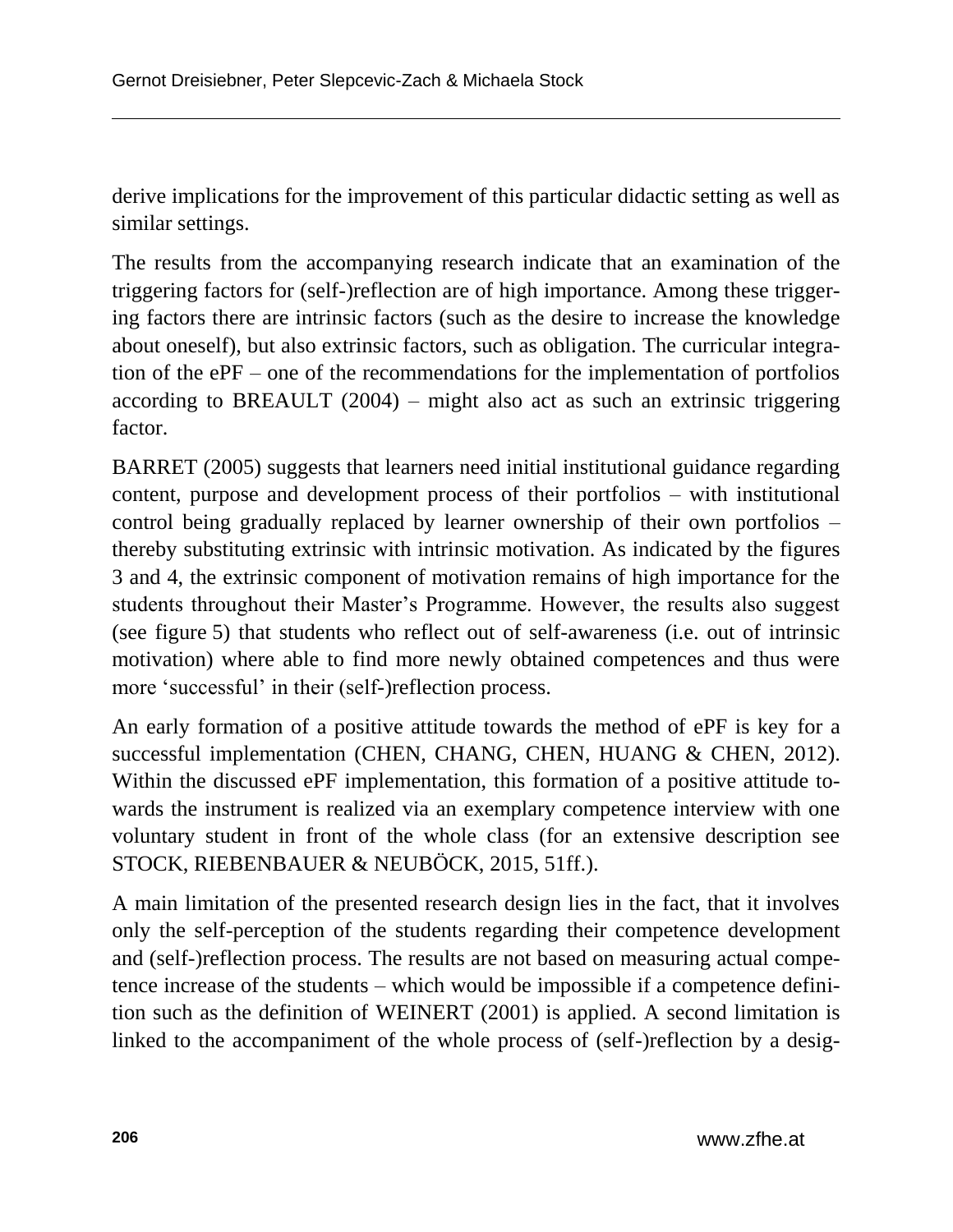derive implications for the improvement of this particular didactic setting as well as similar settings.

The results from the accompanying research indicate that an examination of the triggering factors for (self-)reflection are of high importance. Among these triggering factors there are intrinsic factors (such as the desire to increase the knowledge about oneself), but also extrinsic factors, such as obligation. The curricular integration of the ePF – one of the recommendations for the implementation of portfolios according to BREAULT (2004) – might also act as such an extrinsic triggering factor.

BARRET (2005) suggests that learners need initial institutional guidance regarding content, purpose and development process of their portfolios – with institutional control being gradually replaced by learner ownership of their own portfolios – thereby substituting extrinsic with intrinsic motivation. As indicated by the figures 3 and 4, the extrinsic component of motivation remains of high importance for the students throughout their Master's Programme. However, the results also suggest (see figure 5) that students who reflect out of self-awareness (i.e. out of intrinsic motivation) where able to find more newly obtained competences and thus were more 'successful' in their (self-)reflection process.

An early formation of a positive attitude towards the method of ePF is key for a successful implementation (CHEN, CHANG, CHEN, HUANG & CHEN, 2012). Within the discussed ePF implementation, this formation of a positive attitude towards the instrument is realized via an exemplary competence interview with one voluntary student in front of the whole class (for an extensive description see STOCK, RIEBENBAUER & NEUBÖCK, 2015, 51ff.).

A main limitation of the presented research design lies in the fact, that it involves only the self-perception of the students regarding their competence development and (self-)reflection process. The results are not based on measuring actual competence increase of the students – which would be impossible if a competence definition such as the definition of WEINERT (2001) is applied. A second limitation is linked to the accompaniment of the whole process of (self-)reflection by a desig-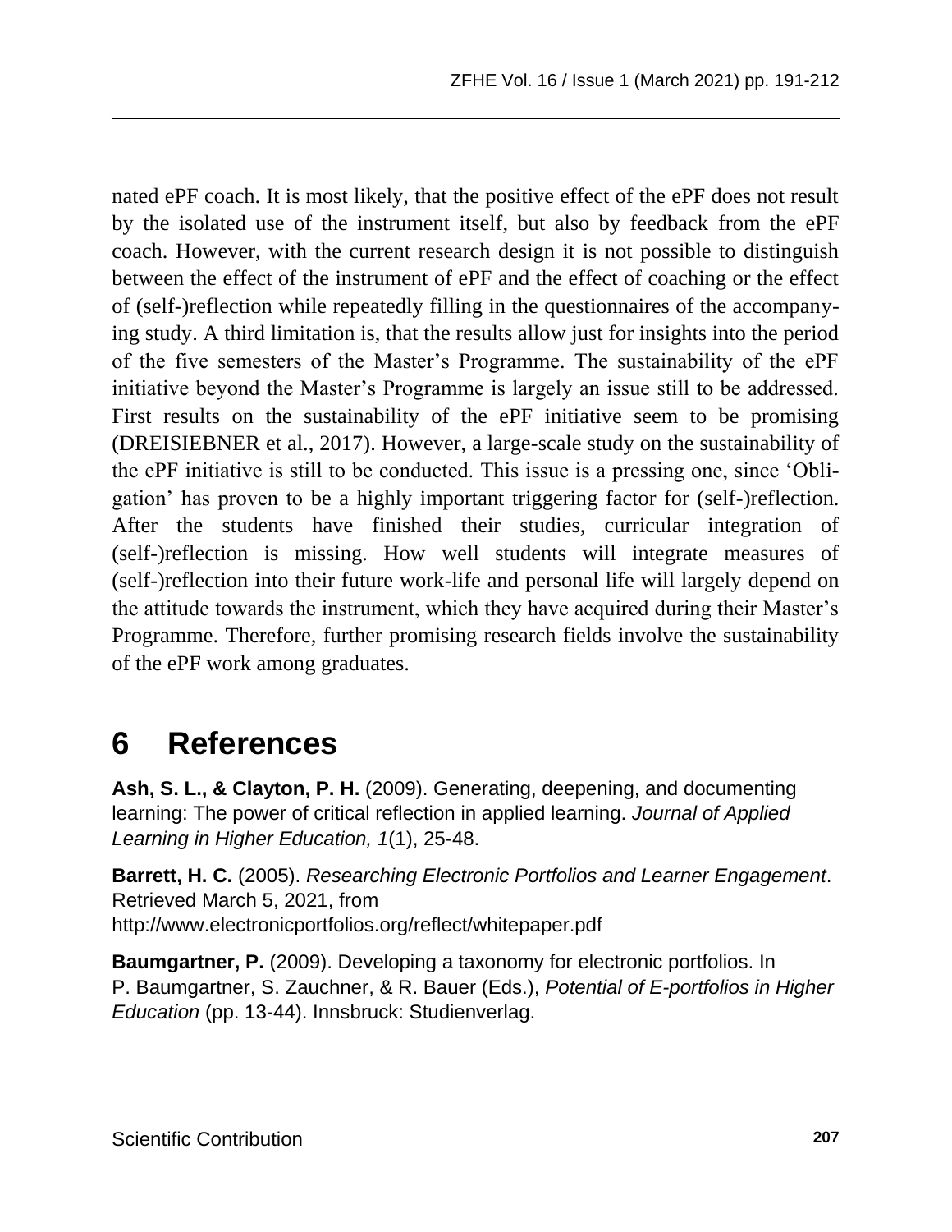nated ePF coach. It is most likely, that the positive effect of the ePF does not result by the isolated use of the instrument itself, but also by feedback from the ePF coach. However, with the current research design it is not possible to distinguish between the effect of the instrument of ePF and the effect of coaching or the effect of (self-)reflection while repeatedly filling in the questionnaires of the accompanying study. A third limitation is, that the results allow just for insights into the period of the five semesters of the Master's Programme. The sustainability of the ePF initiative beyond the Master's Programme is largely an issue still to be addressed. First results on the sustainability of the ePF initiative seem to be promising (DREISIEBNER et al., 2017). However, a large-scale study on the sustainability of the ePF initiative is still to be conducted. This issue is a pressing one, since 'Obligation' has proven to be a highly important triggering factor for (self-)reflection. After the students have finished their studies, curricular integration of (self-)reflection is missing. How well students will integrate measures of (self-)reflection into their future work-life and personal life will largely depend on the attitude towards the instrument, which they have acquired during their Master's Programme. Therefore, further promising research fields involve the sustainability of the ePF work among graduates.

# 6 References

**Ash, S. L., & Clayton, P. H.** (2009). Generating, deepening, and documenting learning: The power of critical reflection in applied learning. *Journal of Applied Learning in Higher Education, 1*(1), 25-48.

**Barrett, H. C.** (2005). *Researching Electronic Portfolios and Learner Engagement*. Retrieved March 5, 2021, from http://www.electronicportfolios.org/reflect/whitepaper.pdf

**Baumgartner, P.** (2009). Developing a taxonomy for electronic portfolios. In P. Baumgartner, S. Zauchner, & R. Bauer (Eds.), *Potential of E-portfolios in Higher Education* (pp. 13-44). Innsbruck: Studienverlag.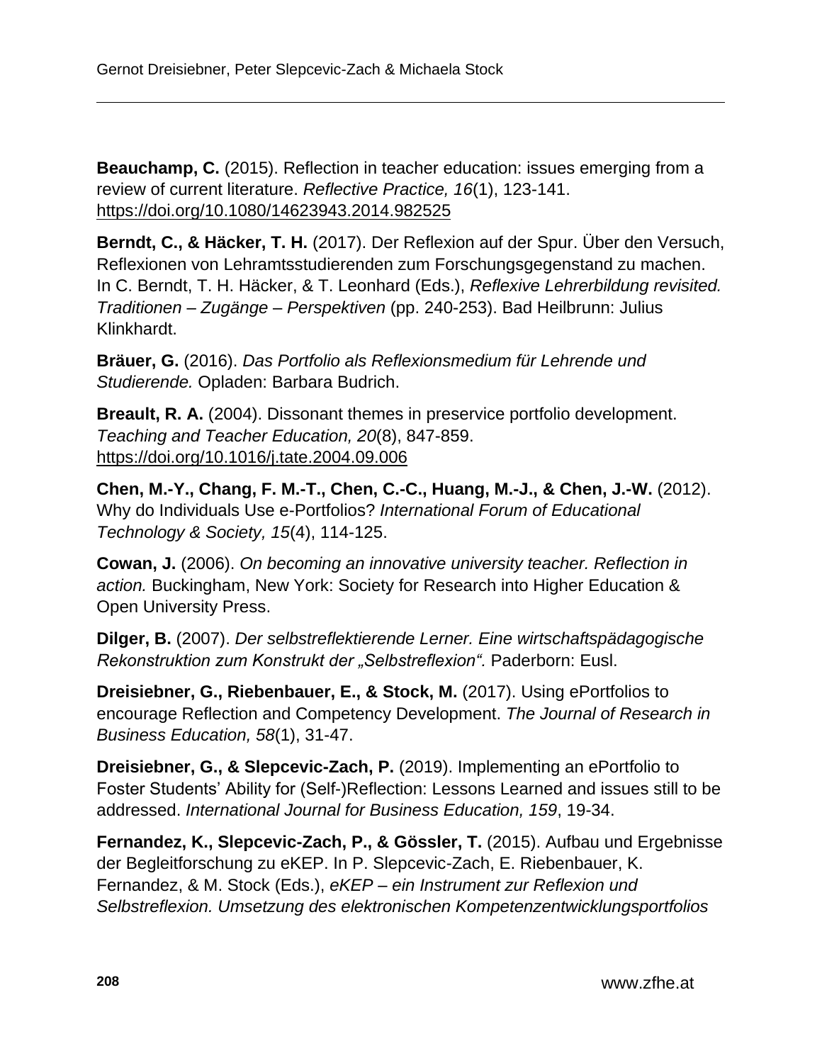**Beauchamp, C.** (2015). Reflection in teacher education: issues emerging from a review of current literature. *Reflective Practice, 16*(1), 123-141. https://doi.org/10.1080/14623943.2014.982525

**Berndt, C., & Häcker, T. H.** (2017). Der Reflexion auf der Spur. Über den Versuch, Reflexionen von Lehramtsstudierenden zum Forschungsgegenstand zu machen. In C. Berndt, T. H. Häcker, & T. Leonhard (Eds.), *Reflexive Lehrerbildung revisited. Traditionen – Zugänge – Perspektiven* (pp. 240-253). Bad Heilbrunn: Julius Klinkhardt.

**Bräuer, G.** (2016). *Das Portfolio als Reflexionsmedium für Lehrende und Studierende.* Opladen: Barbara Budrich.

**Breault, R. A.** (2004). Dissonant themes in preservice portfolio development. *Teaching and Teacher Education, 20*(8), 847-859. https://doi.org/10.1016/j.tate.2004.09.006

**Chen, M.-Y., Chang, F. M.-T., Chen, C.-C., Huang, M.-J., & Chen, J.-W.** (2012). Why do Individuals Use e-Portfolios? *International Forum of Educational Technology & Society, 15*(4), 114-125.

**Cowan, J.** (2006). *On becoming an innovative university teacher. Reflection in action.* Buckingham, New York: Society for Research into Higher Education & Open University Press.

**Dilger, B.** (2007). *Der selbstreflektierende Lerner. Eine wirtschaftspädagogische Rekonstruktion zum Konstrukt der „Selbstreflexion".* Paderborn: Eusl.

**Dreisiebner, G., Riebenbauer, E., & Stock, M.** (2017). Using ePortfolios to encourage Reflection and Competency Development. *The Journal of Research in Business Education, 58*(1), 31-47.

**Dreisiebner, G., & Slepcevic-Zach, P.** (2019). Implementing an ePortfolio to Foster Students' Ability for (Self-)Reflection: Lessons Learned and issues still to be addressed. *International Journal for Business Education, 159*, 19-34.

**Fernandez, K., Slepcevic-Zach, P., & Gössler, T.** (2015). Aufbau und Ergebnisse der Begleitforschung zu eKEP. In P. Slepcevic-Zach, E. Riebenbauer, K. Fernandez, & M. Stock (Eds.), *eKEP – ein Instrument zur Reflexion und Selbstreflexion. Umsetzung des elektronischen Kompetenzentwicklungsportfolios*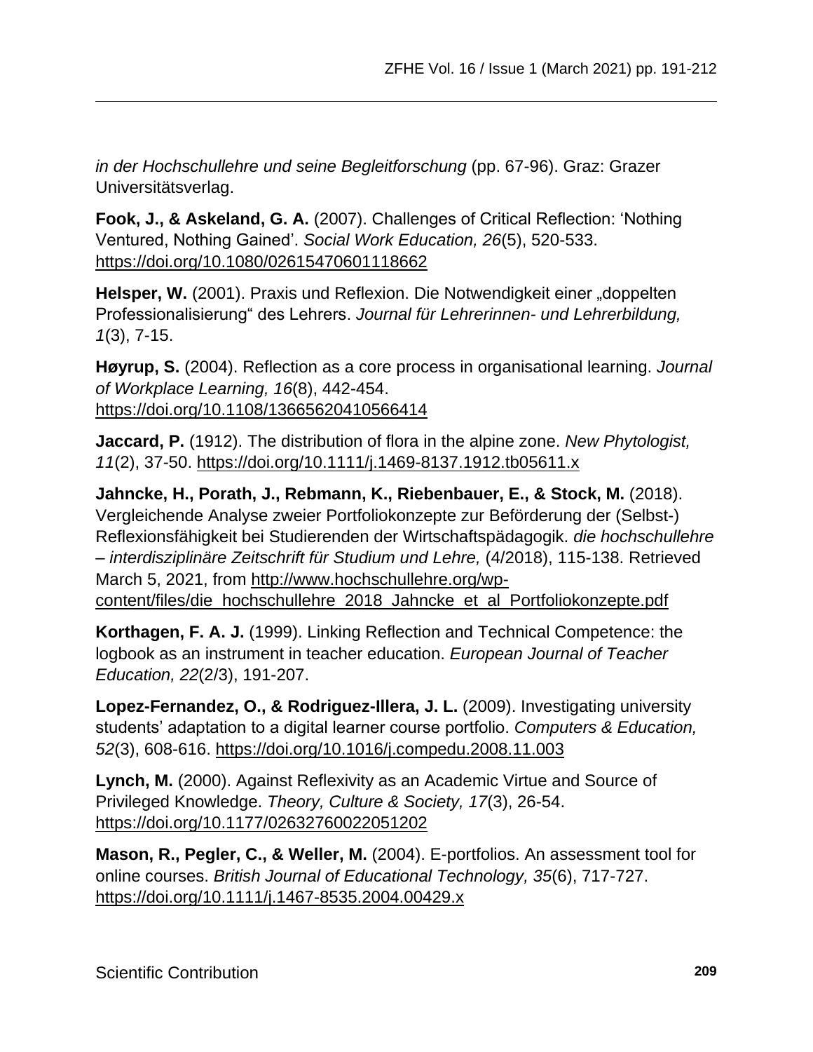*in der Hochschullehre und seine Begleitforschung* (pp. 67-96). Graz: Grazer Universitätsverlag.

**Fook, J., & Askeland, G. A.** (2007). Challenges of Critical Reflection: 'Nothing Ventured, Nothing Gained'. *Social Work Education, 26*(5), 520-533. https://doi.org/10.1080/02615470601118662

**Helsper, W.** (2001). Praxis und Reflexion. Die Notwendigkeit einer „doppelten Professionalisierung" des Lehrers. *Journal für Lehrerinnen- und Lehrerbildung, 1*(3), 7-15.

**Høyrup, S.** (2004). Reflection as a core process in organisational learning. *Journal of Workplace Learning, 16*(8), 442-454. https://doi.org/10.1108/13665620410566414

**Jaccard, P.** (1912). The distribution of flora in the alpine zone. *New Phytologist, 11*(2), 37-50. https://doi.org/10.1111/j.1469-8137.1912.tb05611.x

**Jahncke, H., Porath, J., Rebmann, K., Riebenbauer, E., & Stock, M.** (2018). Vergleichende Analyse zweier Portfoliokonzepte zur Beförderung der (Selbst-) Reflexionsfähigkeit bei Studierenden der Wirtschaftspädagogik. *die hochschullehre – interdisziplinäre Zeitschrift für Studium und Lehre,* (4/2018), 115-138. Retrieved March 5, 2021, from http://www.hochschullehre.org/wp-content/files/die_hochschullehre_2018_Jahncke_et_al_Portfoliokonzepte.pdf

**Korthagen, F. A. J.** (1999). Linking Reflection and Technical Competence: the logbook as an instrument in teacher education. *European Journal of Teacher Education, 22*(2/3), 191-207.

**Lopez-Fernandez, O., & Rodriguez-Illera, J. L.** (2009). Investigating university students' adaptation to a digital learner course portfolio. *Computers & Education, 52*(3), 608-616. https://doi.org/10.1016/j.compedu.2008.11.003

**Lynch, M.** (2000). Against Reflexivity as an Academic Virtue and Source of Privileged Knowledge. *Theory, Culture & Society, 17*(3), 26-54. https://doi.org/10.1177/02632760022051202

**Mason, R., Pegler, C., & Weller, M.** (2004). E-portfolios. An assessment tool for online courses. *British Journal of Educational Technology, 35*(6), 717-727. https://doi.org/10.1111/j.1467-8535.2004.00429.x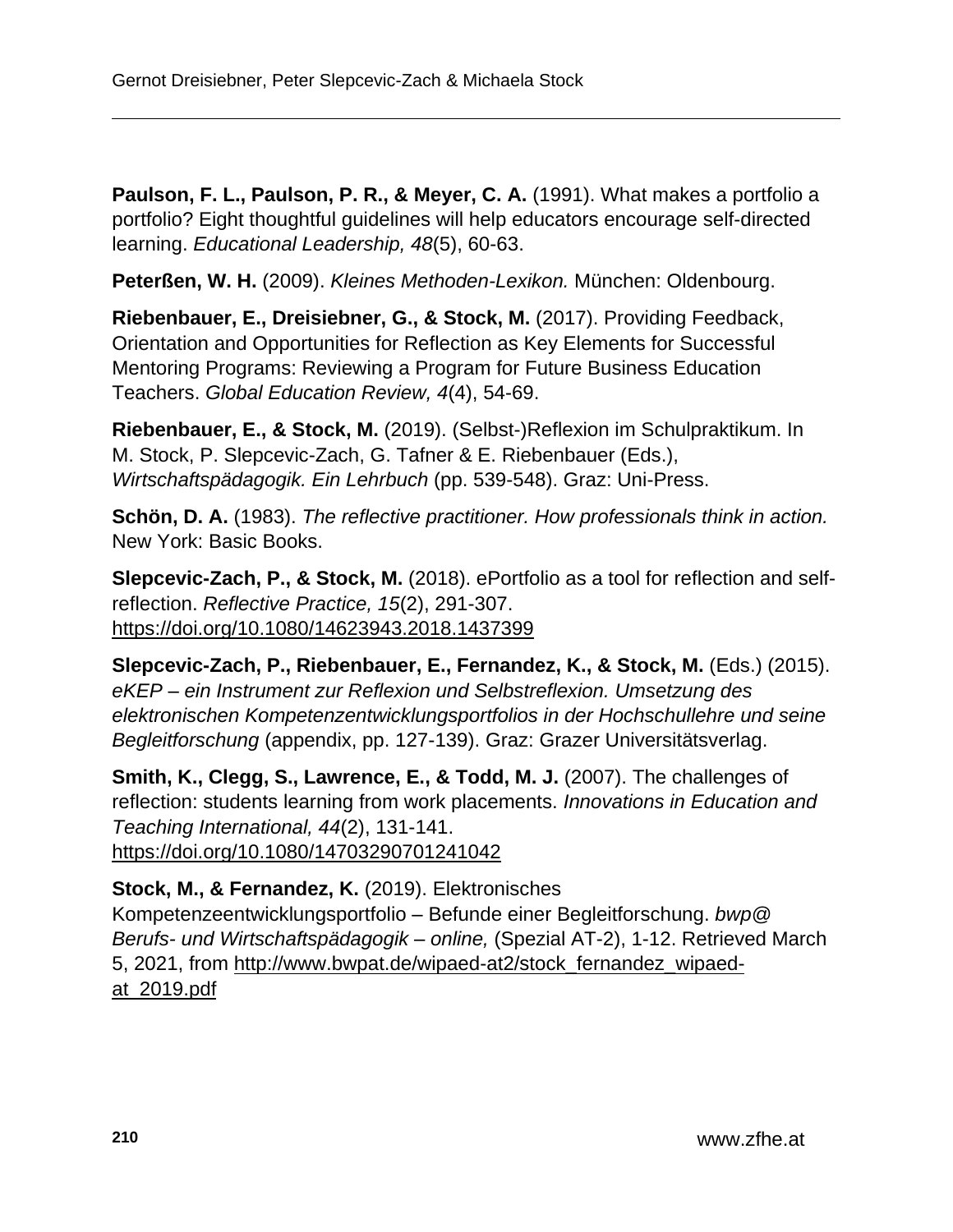**Paulson, F. L., Paulson, P. R., & Meyer, C. A.** (1991). What makes a portfolio a portfolio? Eight thoughtful guidelines will help educators encourage self-directed learning. *Educational Leadership, 48*(5), 60-63.

**Peterßen, W. H.** (2009). *Kleines Methoden-Lexikon.* München: Oldenbourg.

**Riebenbauer, E., Dreisiebner, G., & Stock, M.** (2017). Providing Feedback, Orientation and Opportunities for Reflection as Key Elements for Successful Mentoring Programs: Reviewing a Program for Future Business Education Teachers. *Global Education Review, 4*(4), 54-69.

**Riebenbauer, E., & Stock, M.** (2019). (Selbst-)Reflexion im Schulpraktikum. In M. Stock, P. Slepcevic-Zach, G. Tafner & E. Riebenbauer (Eds.), *Wirtschaftspädagogik. Ein Lehrbuch* (pp. 539-548). Graz: Uni-Press.

**Schön, D. A.** (1983). *The reflective practitioner. How professionals think in action.* New York: Basic Books.

**Slepcevic-Zach, P., & Stock, M.** (2018). ePortfolio as a tool for reflection and self-reflection. *Reflective Practice, 15*(2), 291-307. https://doi.org/10.1080/14623943.2018.1437399

**Slepcevic-Zach, P., Riebenbauer, E., Fernandez, K., & Stock, M.** (Eds.) (2015). *eKEP – ein Instrument zur Reflexion und Selbstreflexion. Umsetzung des elektronischen Kompetenzentwicklungsportfolios in der Hochschullehre und seine Begleitforschung* (appendix, pp. 127-139). Graz: Grazer Universitätsverlag.

**Smith, K., Clegg, S., Lawrence, E., & Todd, M. J.** (2007). The challenges of reflection: students learning from work placements. *Innovations in Education and Teaching International, 44*(2), 131-141. https://doi.org/10.1080/14703290701241042

**Stock, M., & Fernandez, K.** (2019). Elektronisches Kompetenzeentwicklungsportfolio – Befunde einer Begleitforschung. *bwp@ Berufs- und Wirtschaftspädagogik – online,* (Spezial AT-2), 1-12. Retrieved March 5, 2021, from http://www.bwpat.de/wipaed-at2/stock_fernandez_wipaed-at_2019.pdf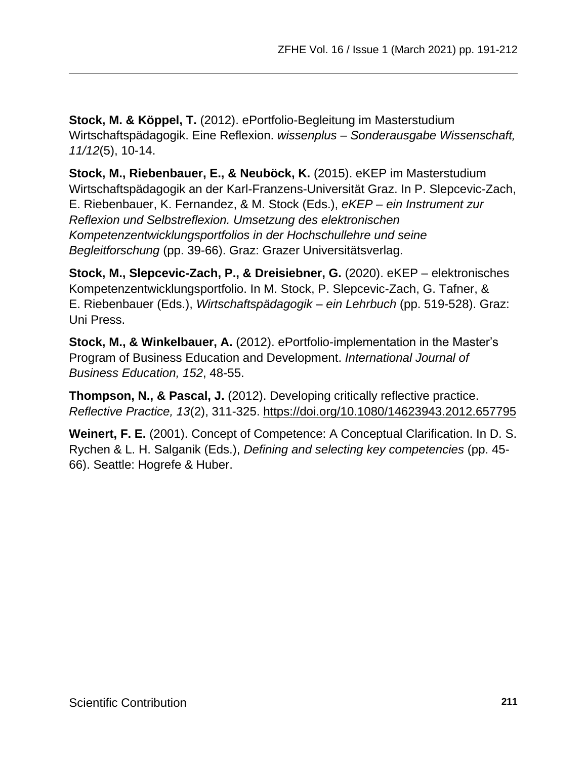**Stock, M. & Köppel, T.** (2012). ePortfolio-Begleitung im Masterstudium Wirtschaftspädagogik. Eine Reflexion. *wissenplus – Sonderausgabe Wissenschaft, 11/12*(5), 10-14.

**Stock, M., Riebenbauer, E., & Neuböck, K.** (2015). eKEP im Masterstudium Wirtschaftspädagogik an der Karl-Franzens-Universität Graz. In P. Slepcevic-Zach, E. Riebenbauer, K. Fernandez, & M. Stock (Eds.), *eKEP – ein Instrument zur Reflexion und Selbstreflexion. Umsetzung des elektronischen Kompetenzentwicklungsportfolios in der Hochschullehre und seine Begleitforschung* (pp. 39-66). Graz: Grazer Universitätsverlag.

**Stock, M., Slepcevic-Zach, P., & Dreisiebner, G.** (2020). eKEP – elektronisches Kompetenzentwicklungsportfolio. In M. Stock, P. Slepcevic-Zach, G. Tafner, & E. Riebenbauer (Eds.), *Wirtschaftspädagogik – ein Lehrbuch* (pp. 519-528). Graz: Uni Press.

**Stock, M., & Winkelbauer, A.** (2012). ePortfolio-implementation in the Master's Program of Business Education and Development. *International Journal of Business Education, 152*, 48-55.

**Thompson, N., & Pascal, J.** (2012). Developing critically reflective practice. *Reflective Practice, 13*(2), 311-325. https://doi.org/10.1080/14623943.2012.657795

**Weinert, F. E.** (2001). Concept of Competence: A Conceptual Clarification. In D. S. Rychen & L. H. Salganik (Eds.), *Defining and selecting key competencies* (pp. 45-66). Seattle: Hogrefe & Huber.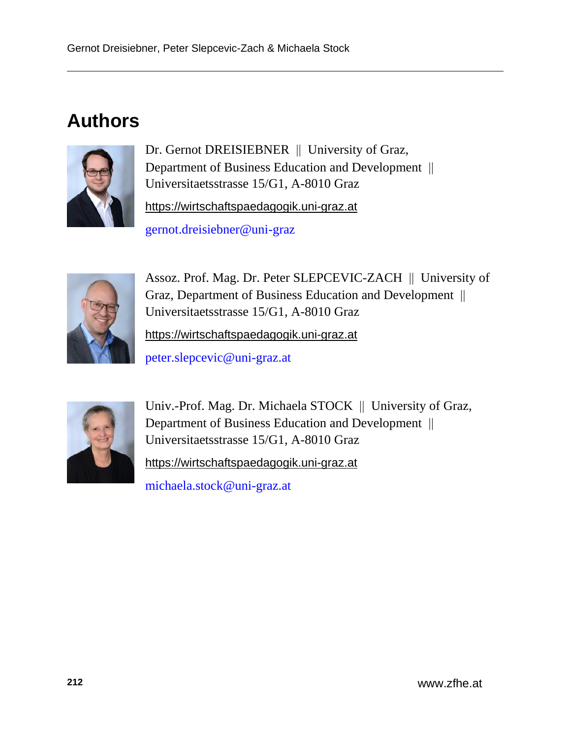# Authors

Dr. Gernot DREISIEBNER || University of Graz, Department of Business Education and Development || Universitaetsstrasse 15/G1, A-8010 Graz

https://wirtschaftspaedagogik.uni-graz.at

gernot.dreisiebner@uni-graz

Assoz. Prof. Mag. Dr. Peter SLEPCEVIC-ZACH || University of Graz, Department of Business Education and Development || Universitaetsstrasse 15/G1, A-8010 Graz

https://wirtschaftspaedagogik.uni-graz.at

peter.slepcevic@uni-graz.at

Univ.-Prof. Mag. Dr. Michaela STOCK || University of Graz, Department of Business Education and Development || Universitaetsstrasse 15/G1, A-8010 Graz

https://wirtschaftspaedagogik.uni-graz.at

michaela.stock@uni-graz.at